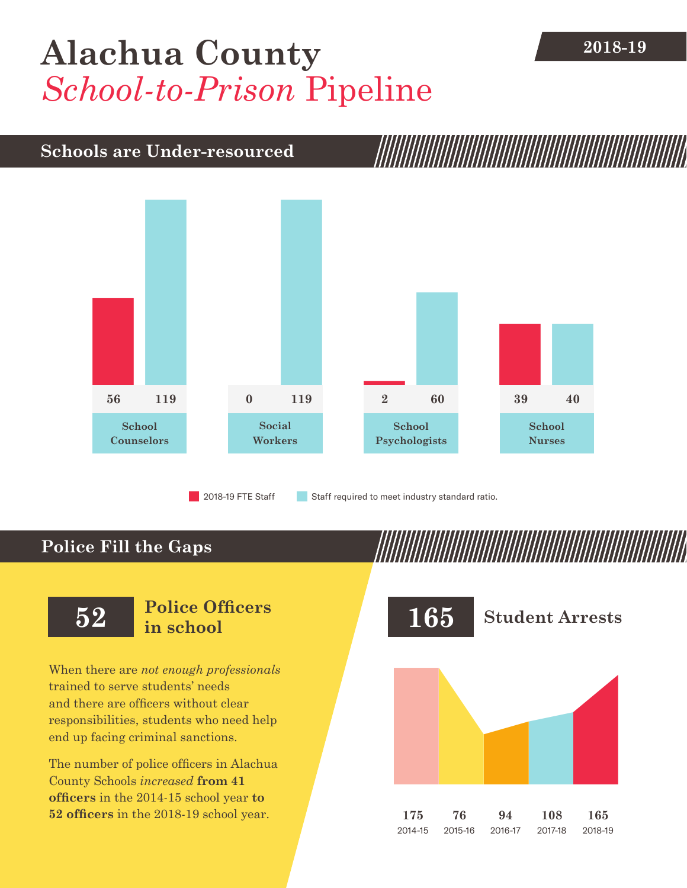# Alachua County *School-to-Prison* Pipeline

**2018-19**

## Schools are Under-resourced

| | 2018-19 FTE Staff | Staff required to meet industry standard ratio. |
|---|---|---|
| School Counselors | 56 | 119 |
| Social Workers | 0 | 119 |
| School Psychologists | 2 | 60 |
| School Nurses | 39 | 40 |

## Police Fill the Gaps

### 52 Police Officers in school

When there are *not enough professionals* trained to serve students' needs and there are officers without clear responsibilities, students who need help end up facing criminal sanctions.

The number of police officers in Alachua County Schools *increased* **from 41 officers** in the 2014-15 school year **to 52 officers** in the 2018-19 school year.

### 165 Student Arrests

| 2014-15 | 2015-16 | 2016-17 | 2017-18 | 2018-19 |
|---|---|---|---|---|
| 175 | 76 | 94 | 108 | 165 |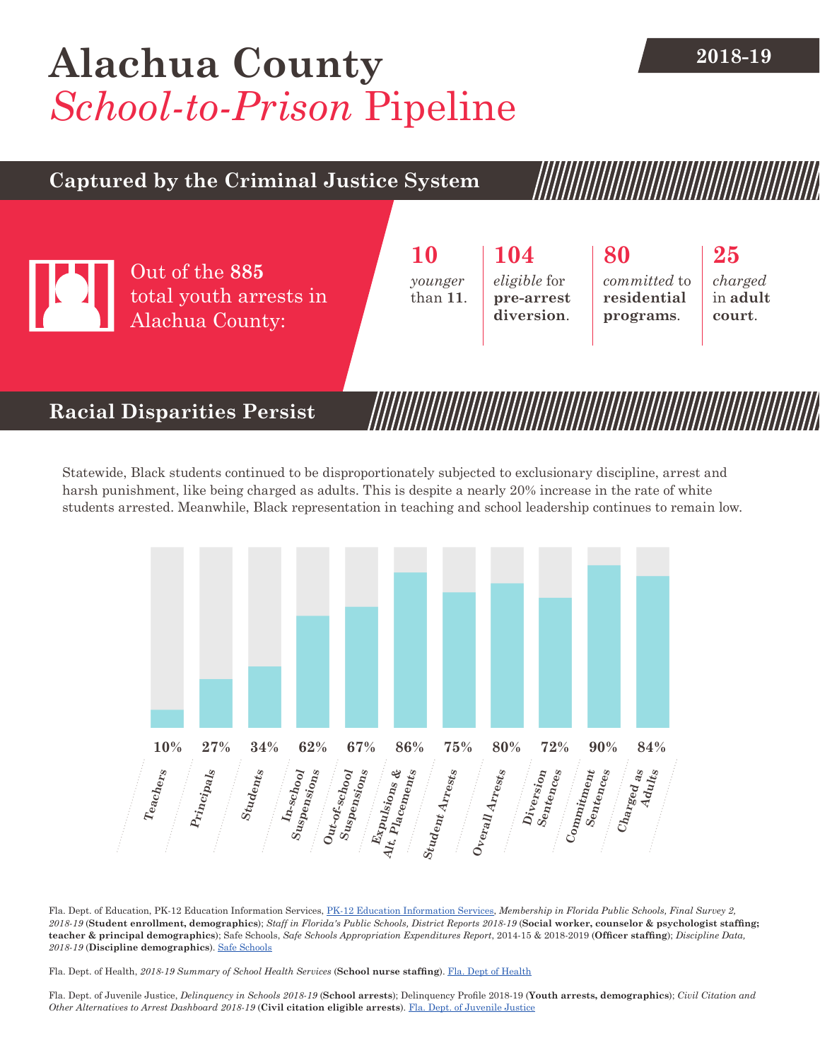# Alachua County *School-to-Prison* Pipeline

2018-19

## Captured by the Criminal Justice System

Out of the **885** total youth arrests in Alachua County:

**10** *younger* than **11**.

**104** *eligible* for **pre-arrest diversion**.

**80** *committed* to **residential programs**.

**25** *charged* in **adult court**.

## Racial Disparities Persist

Statewide, Black students continued to be disproportionately subjected to exclusionary discipline, arrest and harsh punishment, like being charged as adults. This is despite a nearly 20% increase in the rate of white students arrested. Meanwhile, Black representation in teaching and school leadership continues to remain low.

10% Teachers
27% Principals
34% Students
62% In-school Suspensions
67% Out-of-school Suspensions
86% Expulsions & Alt. Placements
75% Student Arrests
80% Overall Arrests
72% Diversion Sentences
90% Commitment Sentences
84% Charged as Adults

Fla. Dept. of Education, PK-12 Education Information Services, PK-12 Education Information Services, *Membership in Florida Public Schools, Final Survey 2, 2018-19* (**Student enrollment, demographics**); *Staff in Florida's Public Schools, District Reports 2018-19* (**Social worker, counselor & psychologist staffing; teacher & principal demographics**); Safe Schools, *Safe Schools Appropriation Expenditures Report*, 2014-15 & 2018-2019 (**Officer staffing**); *Discipline Data, 2018-19* (**Discipline demographics**). Safe Schools

Fla. Dept. of Health, *2018-19 Summary of School Health Services* (**School nurse staffing**). Fla. Dept of Health

Fla. Dept. of Juvenile Justice, *Delinquency in Schools 2018-19* (**School arrests**); Delinquency Profile 2018-19 (**Youth arrests, demographics**); *Civil Citation and Other Alternatives to Arrest Dashboard 2018-19* (**Civil citation eligible arrests**). Fla. Dept. of Juvenile Justice